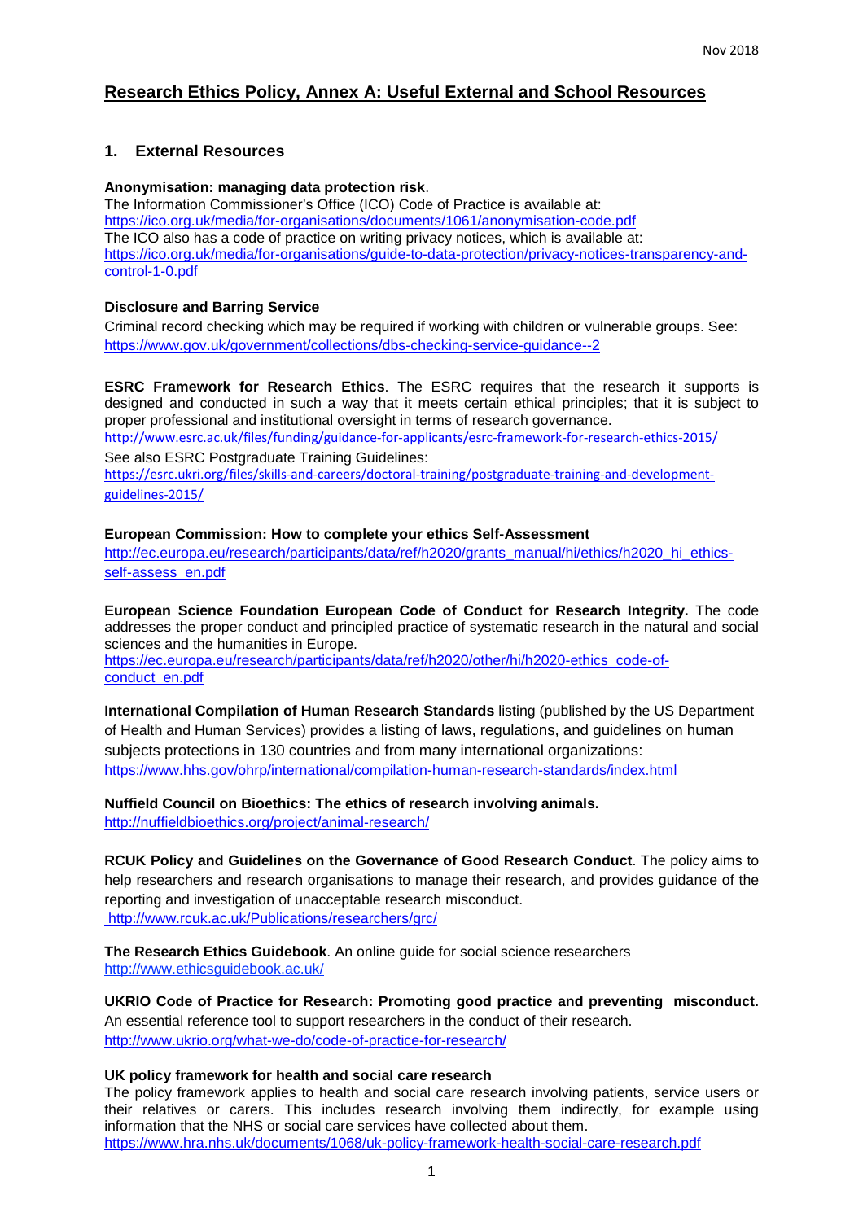## Research Ethics Policy, Annex A: Useful External and School Resources

### 1. External Resources

**Anonymisation: managing data protection risk**.

The Information Commissioner's Office (ICO) Code of Practice is available at:
https://ico.org.uk/media/for-organisations/documents/1061/anonymisation-code.pdf
The ICO also has a code of practice on writing privacy notices, which is available at:
https://ico.org.uk/media/for-organisations/guide-to-data-protection/privacy-notices-transparency-and-control-1-0.pdf

**Disclosure and Barring Service**

Criminal record checking which may be required if working with children or vulnerable groups. See:
https://www.gov.uk/government/collections/dbs-checking-service-guidance--2

**ESRC Framework for Research Ethics**. The ESRC requires that the research it supports is designed and conducted in such a way that it meets certain ethical principles; that it is subject to proper professional and institutional oversight in terms of research governance.
http://www.esrc.ac.uk/files/funding/guidance-for-applicants/esrc-framework-for-research-ethics-2015/
See also ESRC Postgraduate Training Guidelines:
https://esrc.ukri.org/files/skills-and-careers/doctoral-training/postgraduate-training-and-development-guidelines-2015/

**European Commission: How to complete your ethics Self-Assessment**
http://ec.europa.eu/research/participants/data/ref/h2020/grants_manual/hi/ethics/h2020_hi_ethics-self-assess_en.pdf

**European Science Foundation European Code of Conduct for Research Integrity.** The code addresses the proper conduct and principled practice of systematic research in the natural and social sciences and the humanities in Europe.
https://ec.europa.eu/research/participants/data/ref/h2020/other/hi/h2020-ethics_code-of-conduct_en.pdf

**International Compilation of Human Research Standards** listing (published by the US Department of Health and Human Services) provides a listing of laws, regulations, and guidelines on human subjects protections in 130 countries and from many international organizations:
https://www.hhs.gov/ohrp/international/compilation-human-research-standards/index.html

**Nuffield Council on Bioethics: The ethics of research involving animals.**
http://nuffieldbioethics.org/project/animal-research/

**RCUK Policy and Guidelines on the Governance of Good Research Conduct**. The policy aims to help researchers and research organisations to manage their research, and provides guidance of the reporting and investigation of unacceptable research misconduct.
http://www.rcuk.ac.uk/Publications/researchers/grc/

**The Research Ethics Guidebook**. An online guide for social science researchers
http://www.ethicsguidebook.ac.uk/

**UKRIO Code of Practice for Research: Promoting good practice and preventing misconduct.**
An essential reference tool to support researchers in the conduct of their research.
http://www.ukrio.org/what-we-do/code-of-practice-for-research/

**UK policy framework for health and social care research**

The policy framework applies to health and social care research involving patients, service users or their relatives or carers. This includes research involving them indirectly, for example using information that the NHS or social care services have collected about them.
https://www.hra.nhs.uk/documents/1068/uk-policy-framework-health-social-care-research.pdf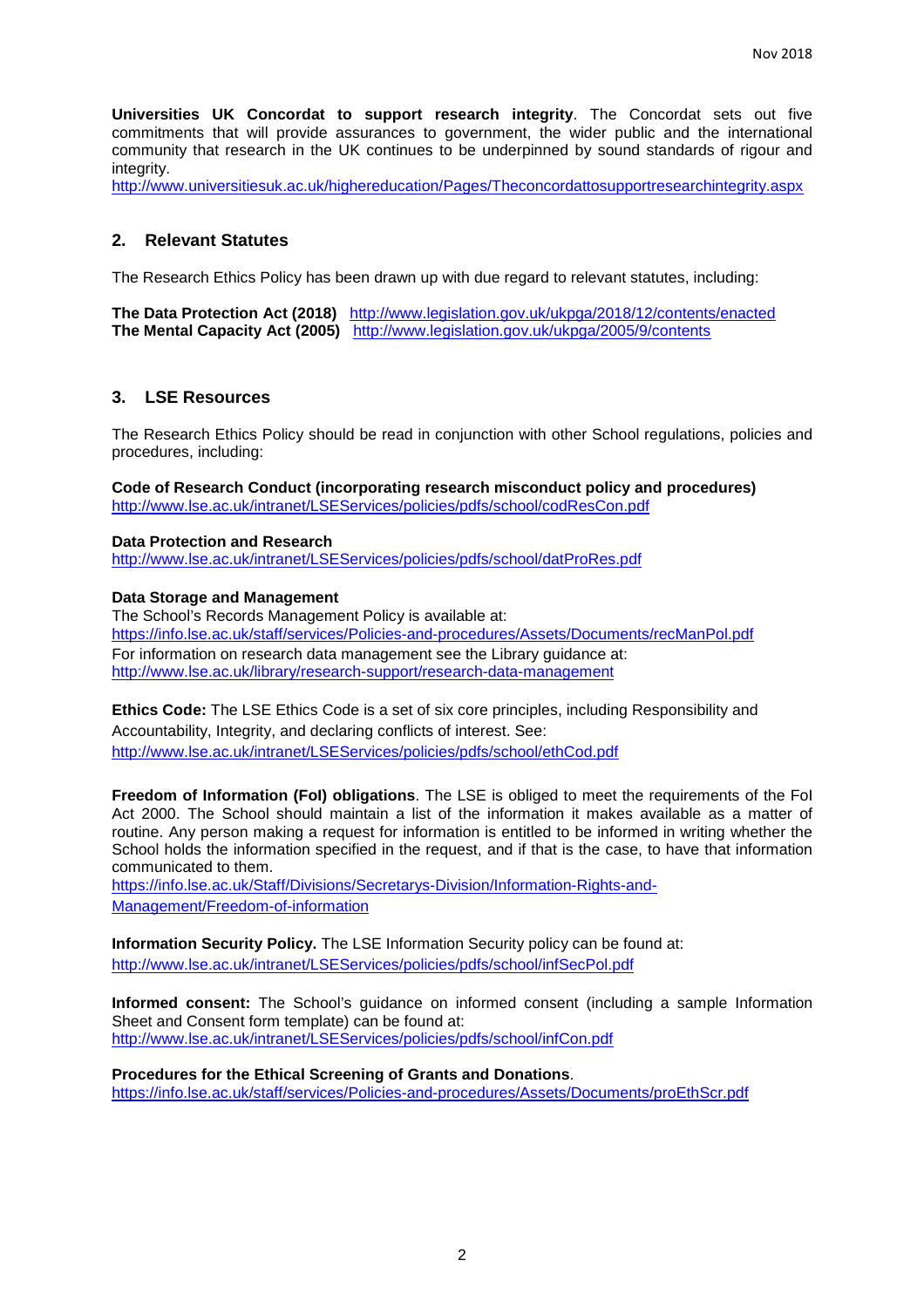**Universities UK Concordat to support research integrity**. The Concordat sets out five commitments that will provide assurances to government, the wider public and the international community that research in the UK continues to be underpinned by sound standards of rigour and integrity.
http://www.universitiesuk.ac.uk/highereducation/Pages/Theconcordattosupportresearchintegrity.aspx

## 2. Relevant Statutes

The Research Ethics Policy has been drawn up with due regard to relevant statutes, including:

**The Data Protection Act (2018)** http://www.legislation.gov.uk/ukpga/2018/12/contents/enacted
**The Mental Capacity Act (2005)** http://www.legislation.gov.uk/ukpga/2005/9/contents

## 3. LSE Resources

The Research Ethics Policy should be read in conjunction with other School regulations, policies and procedures, including:

**Code of Research Conduct (incorporating research misconduct policy and procedures)**
http://www.lse.ac.uk/intranet/LSEServices/policies/pdfs/school/codResCon.pdf

**Data Protection and Research**
http://www.lse.ac.uk/intranet/LSEServices/policies/pdfs/school/datProRes.pdf

**Data Storage and Management**
The School's Records Management Policy is available at:
https://info.lse.ac.uk/staff/services/Policies-and-procedures/Assets/Documents/recManPol.pdf
For information on research data management see the Library guidance at:
http://www.lse.ac.uk/library/research-support/research-data-management

**Ethics Code:** The LSE Ethics Code is a set of six core principles, including Responsibility and Accountability, Integrity, and declaring conflicts of interest. See:
http://www.lse.ac.uk/intranet/LSEServices/policies/pdfs/school/ethCod.pdf

**Freedom of Information (FoI) obligations**. The LSE is obliged to meet the requirements of the FoI Act 2000. The School should maintain a list of the information it makes available as a matter of routine. Any person making a request for information is entitled to be informed in writing whether the School holds the information specified in the request, and if that is the case, to have that information communicated to them.
https://info.lse.ac.uk/Staff/Divisions/Secretarys-Division/Information-Rights-and-Management/Freedom-of-information

**Information Security Policy.** The LSE Information Security policy can be found at:
http://www.lse.ac.uk/intranet/LSEServices/policies/pdfs/school/infSecPol.pdf

**Informed consent:** The School's guidance on informed consent (including a sample Information Sheet and Consent form template) can be found at:
http://www.lse.ac.uk/intranet/LSEServices/policies/pdfs/school/infCon.pdf

**Procedures for the Ethical Screening of Grants and Donations**.
https://info.lse.ac.uk/staff/services/Policies-and-procedures/Assets/Documents/proEthScr.pdf